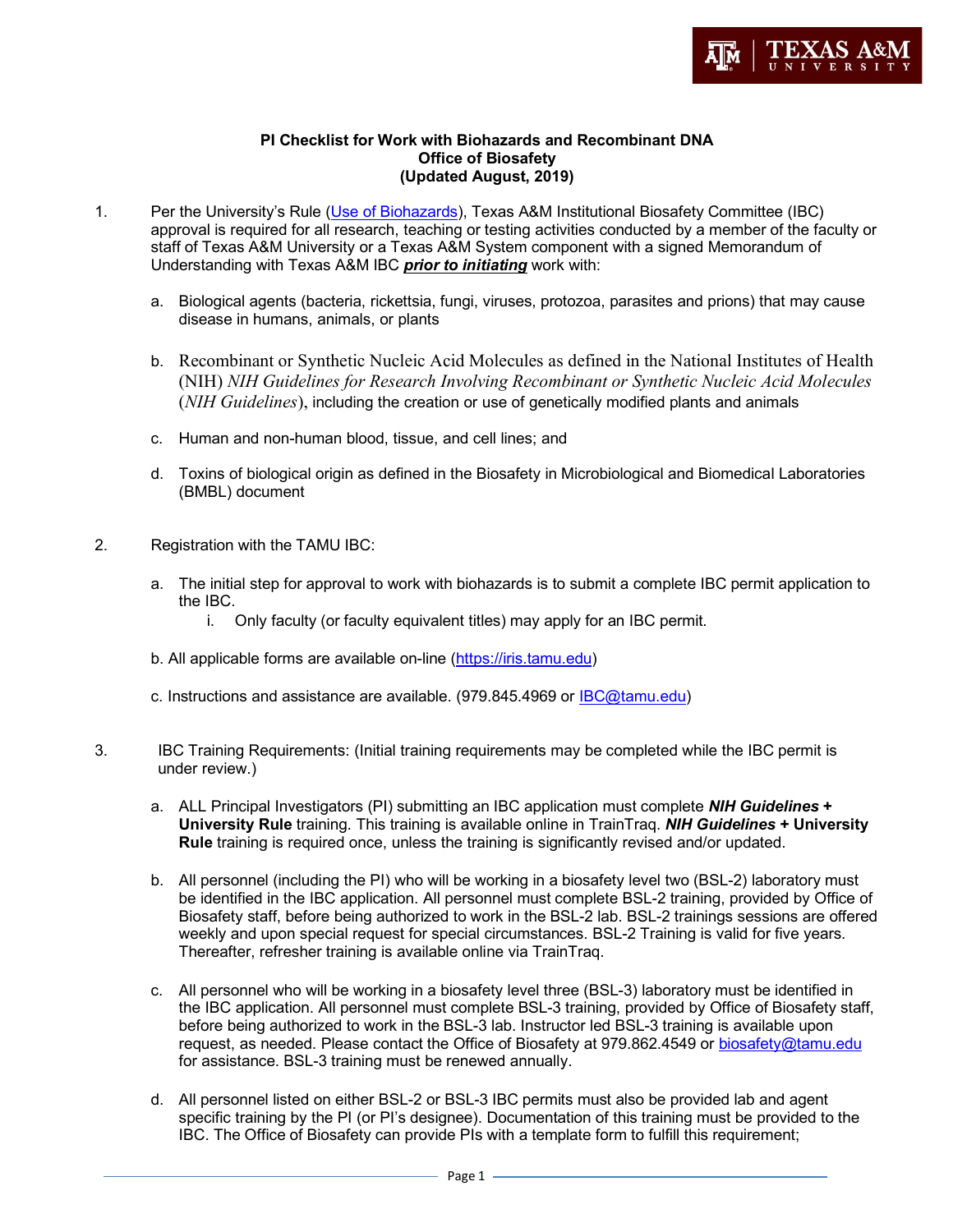**PI Checklist for Work with Biohazards and Recombinant DNA**
**Office of Biosafety**
**(Updated August, 2019)**

1. Per the University's Rule ([Use of Biohazards](#)), Texas A&M Institutional Biosafety Committee (IBC) approval is required for all research, teaching or testing activities conducted by a member of the faculty or staff of Texas A&M University or a Texas A&M System component with a signed Memorandum of Understanding with Texas A&M IBC ***prior to initiating*** work with:

   a. Biological agents (bacteria, rickettsia, fungi, viruses, protozoa, parasites and prions) that may cause disease in humans, animals, or plants

   b. Recombinant or Synthetic Nucleic Acid Molecules as defined in the National Institutes of Health (NIH) *NIH Guidelines for Research Involving Recombinant or Synthetic Nucleic Acid Molecules* (*NIH Guidelines*), including the creation or use of genetically modified plants and animals

   c. Human and non-human blood, tissue, and cell lines; and

   d. Toxins of biological origin as defined in the Biosafety in Microbiological and Biomedical Laboratories (BMBL) document

2. Registration with the TAMU IBC:

   a. The initial step for approval to work with biohazards is to submit a complete IBC permit application to the IBC.
      i. Only faculty (or faculty equivalent titles) may apply for an IBC permit.

   b. All applicable forms are available on-line (https://iris.tamu.edu)

   c. Instructions and assistance are available. (979.845.4969 or IBC@tamu.edu)

3. IBC Training Requirements: (Initial training requirements may be completed while the IBC permit is under review.)

   a. ALL Principal Investigators (PI) submitting an IBC application must complete ***NIH Guidelines* + University Rule** training. This training is available online in TrainTraq. ***NIH Guidelines* + University Rule** training is required once, unless the training is significantly revised and/or updated.

   b. All personnel (including the PI) who will be working in a biosafety level two (BSL-2) laboratory must be identified in the IBC application. All personnel must complete BSL-2 training, provided by Office of Biosafety staff, before being authorized to work in the BSL-2 lab. BSL-2 trainings sessions are offered weekly and upon special request for special circumstances. BSL-2 Training is valid for five years. Thereafter, refresher training is available online via TrainTraq.

   c. All personnel who will be working in a biosafety level three (BSL-3) laboratory must be identified in the IBC application. All personnel must complete BSL-3 training, provided by Office of Biosafety staff, before being authorized to work in the BSL-3 lab. Instructor led BSL-3 training is available upon request, as needed. Please contact the Office of Biosafety at 979.862.4549 or biosafety@tamu.edu for assistance. BSL-3 training must be renewed annually.

   d. All personnel listed on either BSL-2 or BSL-3 IBC permits must also be provided lab and agent specific training by the PI (or PI's designee). Documentation of this training must be provided to the IBC. The Office of Biosafety can provide PIs with a template form to fulfill this requirement;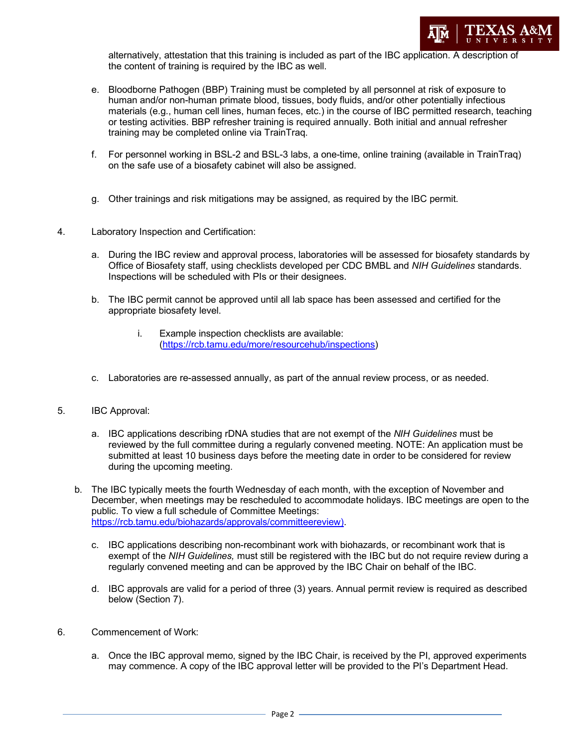alternatively, attestation that this training is included as part of the IBC application. A description of the content of training is required by the IBC as well.

e. Bloodborne Pathogen (BBP) Training must be completed by all personnel at risk of exposure to human and/or non-human primate blood, tissues, body fluids, and/or other potentially infectious materials (e.g., human cell lines, human feces, etc.) in the course of IBC permitted research, teaching or testing activities. BBP refresher training is required annually. Both initial and annual refresher training may be completed online via TrainTraq.

f. For personnel working in BSL-2 and BSL-3 labs, a one-time, online training (available in TrainTraq) on the safe use of a biosafety cabinet will also be assigned.

g. Other trainings and risk mitigations may be assigned, as required by the IBC permit.

4. Laboratory Inspection and Certification:

   a. During the IBC review and approval process, laboratories will be assessed for biosafety standards by Office of Biosafety staff, using checklists developed per CDC BMBL and *NIH Guidelines* standards. Inspections will be scheduled with PIs or their designees.

   b. The IBC permit cannot be approved until all lab space has been assessed and certified for the appropriate biosafety level.

      i. Example inspection checklists are available: (https://rcb.tamu.edu/more/resourcehub/inspections)

   c. Laboratories are re-assessed annually, as part of the annual review process, or as needed.

5. IBC Approval:

   a. IBC applications describing rDNA studies that are not exempt of the *NIH Guidelines* must be reviewed by the full committee during a regularly convened meeting. NOTE: An application must be submitted at least 10 business days before the meeting date in order to be considered for review during the upcoming meeting.

   b. The IBC typically meets the fourth Wednesday of each month, with the exception of November and December, when meetings may be rescheduled to accommodate holidays. IBC meetings are open to the public. To view a full schedule of Committee Meetings: https://rcb.tamu.edu/biohazards/approvals/committeereview).

   c. IBC applications describing non-recombinant work with biohazards, or recombinant work that is exempt of the *NIH Guidelines,* must still be registered with the IBC but do not require review during a regularly convened meeting and can be approved by the IBC Chair on behalf of the IBC.

   d. IBC approvals are valid for a period of three (3) years. Annual permit review is required as described below (Section 7).

6. Commencement of Work:

   a. Once the IBC approval memo, signed by the IBC Chair, is received by the PI, approved experiments may commence. A copy of the IBC approval letter will be provided to the PI's Department Head.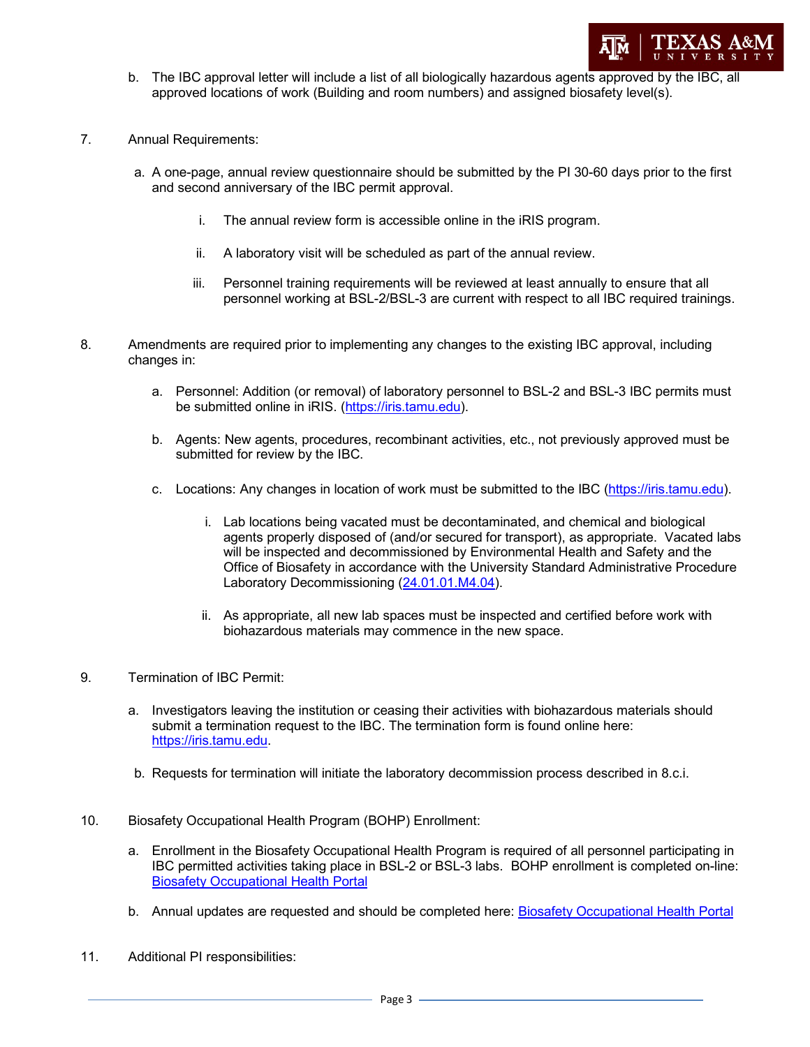b. The IBC approval letter will include a list of all biologically hazardous agents approved by the IBC, all approved locations of work (Building and room numbers) and assigned biosafety level(s).

7. Annual Requirements:

   a. A one-page, annual review questionnaire should be submitted by the PI 30-60 days prior to the first and second anniversary of the IBC permit approval.

      i. The annual review form is accessible online in the iRIS program.

      ii. A laboratory visit will be scheduled as part of the annual review.

      iii. Personnel training requirements will be reviewed at least annually to ensure that all personnel working at BSL-2/BSL-3 are current with respect to all IBC required trainings.

8. Amendments are required prior to implementing any changes to the existing IBC approval, including changes in:

   a. Personnel: Addition (or removal) of laboratory personnel to BSL-2 and BSL-3 IBC permits must be submitted online in iRIS. ([https://iris.tamu.edu](https://iris.tamu.edu)).

   b. Agents: New agents, procedures, recombinant activities, etc., not previously approved must be submitted for review by the IBC.

   c. Locations: Any changes in location of work must be submitted to the IBC ([https://iris.tamu.edu](https://iris.tamu.edu)).

      i. Lab locations being vacated must be decontaminated, and chemical and biological agents properly disposed of (and/or secured for transport), as appropriate. Vacated labs will be inspected and decommissioned by Environmental Health and Safety and the Office of Biosafety in accordance with the University Standard Administrative Procedure Laboratory Decommissioning (24.01.01.M4.04).

      ii. As appropriate, all new lab spaces must be inspected and certified before work with biohazardous materials may commence in the new space.

9. Termination of IBC Permit:

   a. Investigators leaving the institution or ceasing their activities with biohazardous materials should submit a termination request to the IBC. The termination form is found online here: [https://iris.tamu.edu](https://iris.tamu.edu).

   b. Requests for termination will initiate the laboratory decommission process described in 8.c.i.

10. Biosafety Occupational Health Program (BOHP) Enrollment:

    a. Enrollment in the Biosafety Occupational Health Program is required of all personnel participating in IBC permitted activities taking place in BSL-2 or BSL-3 labs. BOHP enrollment is completed on-line: Biosafety Occupational Health Portal

    b. Annual updates are requested and should be completed here: Biosafety Occupational Health Portal

11. Additional PI responsibilities: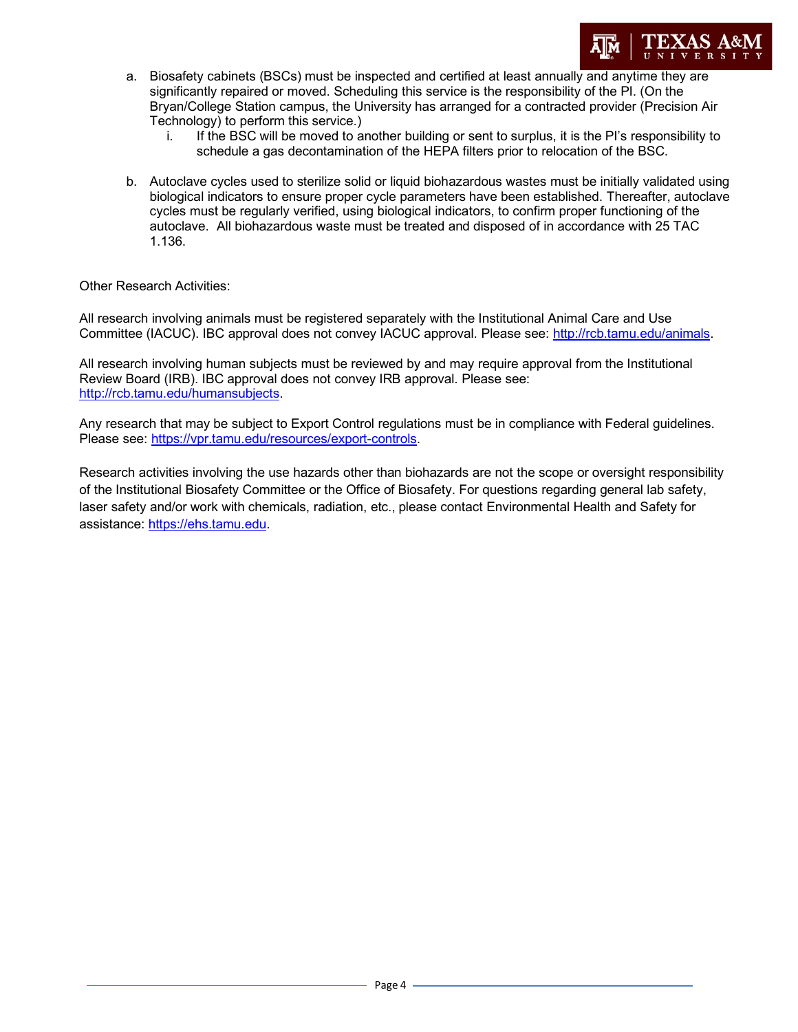a. Biosafety cabinets (BSCs) must be inspected and certified at least annually and anytime they are significantly repaired or moved. Scheduling this service is the responsibility of the PI. (On the Bryan/College Station campus, the University has arranged for a contracted provider (Precision Air Technology) to perform this service.)
   i. If the BSC will be moved to another building or sent to surplus, it is the PI's responsibility to schedule a gas decontamination of the HEPA filters prior to relocation of the BSC.

b. Autoclave cycles used to sterilize solid or liquid biohazardous wastes must be initially validated using biological indicators to ensure proper cycle parameters have been established. Thereafter, autoclave cycles must be regularly verified, using biological indicators, to confirm proper functioning of the autoclave. All biohazardous waste must be treated and disposed of in accordance with 25 TAC 1.136.

Other Research Activities:

All research involving animals must be registered separately with the Institutional Animal Care and Use Committee (IACUC). IBC approval does not convey IACUC approval. Please see: http://rcb.tamu.edu/animals.

All research involving human subjects must be reviewed by and may require approval from the Institutional Review Board (IRB). IBC approval does not convey IRB approval. Please see: http://rcb.tamu.edu/humansubjects.

Any research that may be subject to Export Control regulations must be in compliance with Federal guidelines. Please see: https://vpr.tamu.edu/resources/export-controls.

Research activities involving the use hazards other than biohazards are not the scope or oversight responsibility of the Institutional Biosafety Committee or the Office of Biosafety. For questions regarding general lab safety, laser safety and/or work with chemicals, radiation, etc., please contact Environmental Health and Safety for assistance: https://ehs.tamu.edu.